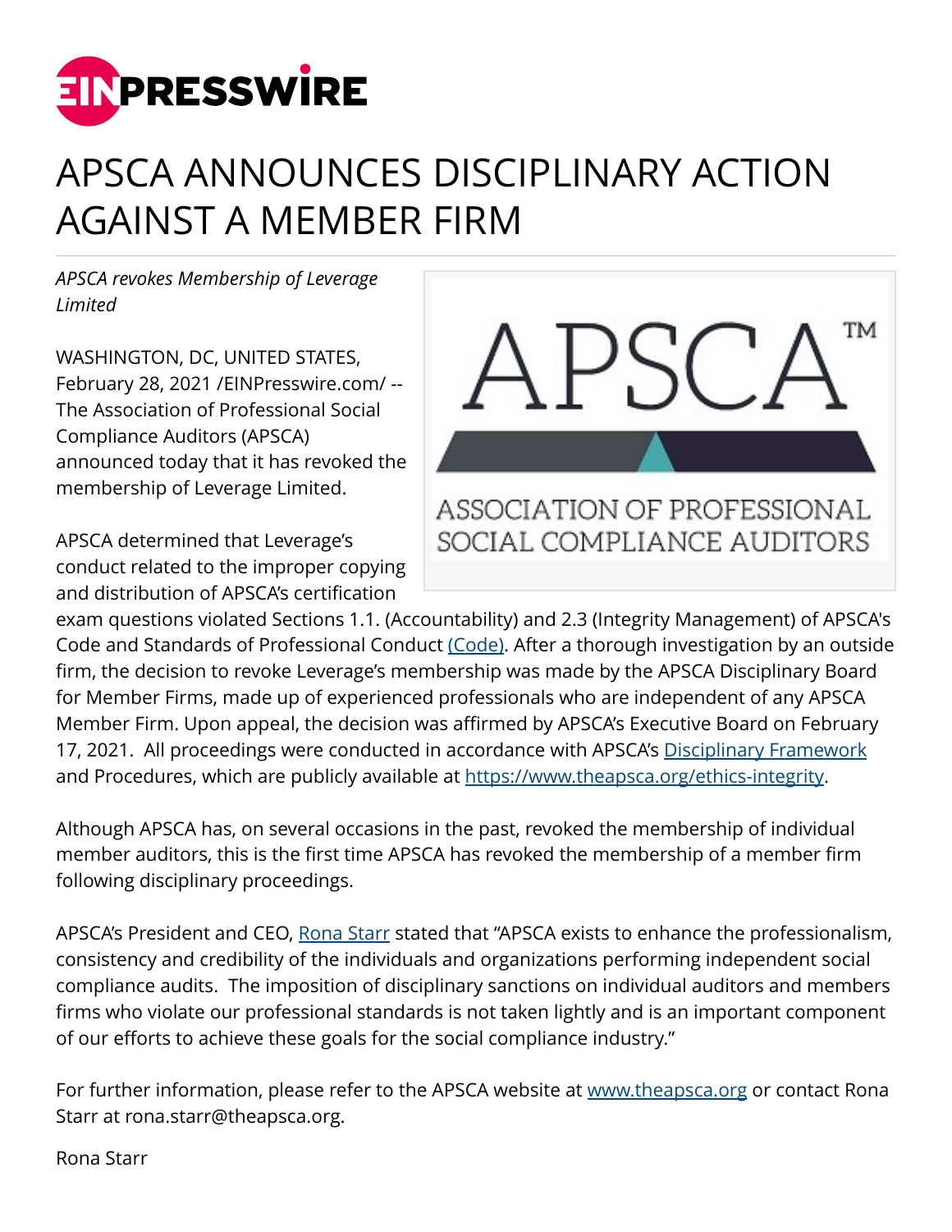# APSCA ANNOUNCES DISCIPLINARY ACTION AGAINST A MEMBER FIRM

*APSCA revokes Membership of Leverage Limited*

WASHINGTON, DC, UNITED STATES, February 28, 2021 /EINPresswire.com/ -- The Association of Professional Social Compliance Auditors (APSCA) announced today that it has revoked the membership of Leverage Limited.

APSCA determined that Leverage's conduct related to the improper copying and distribution of APSCA's certification exam questions violated Sections 1.1. (Accountability) and 2.3 (Integrity Management) of APSCA's Code and Standards of Professional Conduct (Code). After a thorough investigation by an outside firm, the decision to revoke Leverage's membership was made by the APSCA Disciplinary Board for Member Firms, made up of experienced professionals who are independent of any APSCA Member Firm. Upon appeal, the decision was affirmed by APSCA's Executive Board on February 17, 2021. All proceedings were conducted in accordance with APSCA's Disciplinary Framework and Procedures, which are publicly available at https://www.theapsca.org/ethics-integrity.

Although APSCA has, on several occasions in the past, revoked the membership of individual member auditors, this is the first time APSCA has revoked the membership of a member firm following disciplinary proceedings.

APSCA's President and CEO, Rona Starr stated that "APSCA exists to enhance the professionalism, consistency and credibility of the individuals and organizations performing independent social compliance audits. The imposition of disciplinary sanctions on individual auditors and members firms who violate our professional standards is not taken lightly and is an important component of our efforts to achieve these goals for the social compliance industry."

For further information, please refer to the APSCA website at www.theapsca.org or contact Rona Starr at rona.starr@theapsca.org.

Rona Starr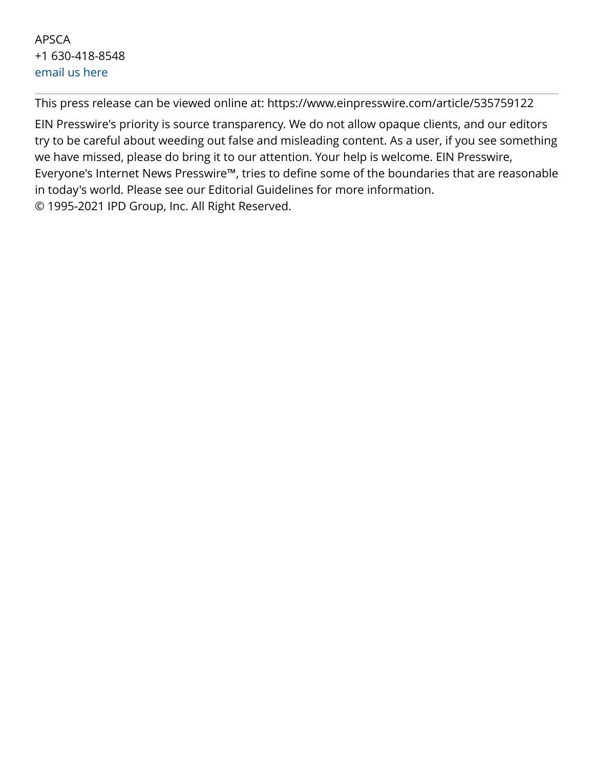APSCA
+1 630-418-8548
email us here

---

This press release can be viewed online at: https://www.einpresswire.com/article/535759122

EIN Presswire's priority is source transparency. We do not allow opaque clients, and our editors try to be careful about weeding out false and misleading content. As a user, if you see something we have missed, please do bring it to our attention. Your help is welcome. EIN Presswire, Everyone's Internet News Presswire™, tries to define some of the boundaries that are reasonable in today's world. Please see our Editorial Guidelines for more information.
© 1995-2021 IPD Group, Inc. All Right Reserved.